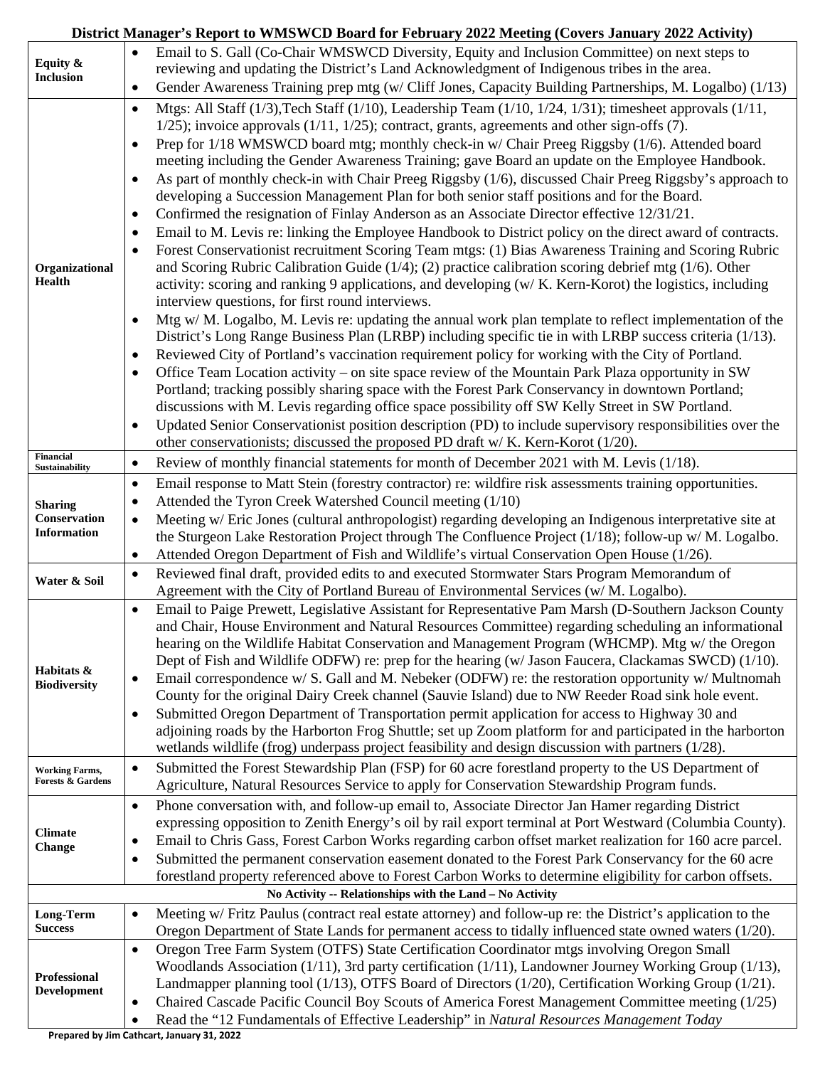## District Manager's Report to WMSWCD Board for February 2022 Meeting (Covers January 2022 Activity)

| Category | Activity |
|---|---|
| **Equity & Inclusion** | • Email to S. Gall (Co-Chair WMSWCD Diversity, Equity and Inclusion Committee) on next steps to reviewing and updating the District's Land Acknowledgment of Indigenous tribes in the area.<br>• Gender Awareness Training prep mtg (w/ Cliff Jones, Capacity Building Partnerships, M. Logalbo) (1/13) |
| **Organizational Health** | • Mtgs: All Staff (1/3),Tech Staff (1/10), Leadership Team (1/10, 1/24, 1/31); timesheet approvals (1/11, 1/25); invoice approvals (1/11, 1/25); contract, grants, agreements and other sign-offs (7).<br>• Prep for 1/18 WMSWCD board mtg; monthly check-in w/ Chair Preeg Riggsby (1/6). Attended board meeting including the Gender Awareness Training; gave Board an update on the Employee Handbook.<br>• As part of monthly check-in with Chair Preeg Riggsby (1/6), discussed Chair Preeg Riggsby's approach to developing a Succession Management Plan for both senior staff positions and for the Board.<br>• Confirmed the resignation of Finlay Anderson as an Associate Director effective 12/31/21.<br>• Email to M. Levis re: linking the Employee Handbook to District policy on the direct award of contracts.<br>• Forest Conservationist recruitment Scoring Team mtgs: (1) Bias Awareness Training and Scoring Rubric and Scoring Rubric Calibration Guide (1/4); (2) practice calibration scoring debrief mtg (1/6). Other activity: scoring and ranking 9 applications, and developing (w/ K. Kern-Korot) the logistics, including interview questions, for first round interviews.<br>• Mtg w/ M. Logalbo, M. Levis re: updating the annual work plan template to reflect implementation of the District's Long Range Business Plan (LRBP) including specific tie in with LRBP success criteria (1/13).<br>• Reviewed City of Portland's vaccination requirement policy for working with the City of Portland.<br>• Office Team Location activity – on site space review of the Mountain Park Plaza opportunity in SW Portland; tracking possibly sharing space with the Forest Park Conservancy in downtown Portland; discussions with M. Levis regarding office space possibility off SW Kelly Street in SW Portland.<br>• Updated Senior Conservationist position description (PD) to include supervisory responsibilities over the other conservationists; discussed the proposed PD draft w/ K. Kern-Korot (1/20). |
| **Financial Sustainability** | • Review of monthly financial statements for month of December 2021 with M. Levis (1/18). |
| **Sharing Conservation Information** | • Email response to Matt Stein (forestry contractor) re: wildfire risk assessments training opportunities.<br>• Attended the Tyron Creek Watershed Council meeting (1/10)<br>• Meeting w/ Eric Jones (cultural anthropologist) regarding developing an Indigenous interpretative site at the Sturgeon Lake Restoration Project through The Confluence Project (1/18); follow-up w/ M. Logalbo.<br>• Attended Oregon Department of Fish and Wildlife's virtual Conservation Open House (1/26). |
| **Water & Soil** | • Reviewed final draft, provided edits to and executed Stormwater Stars Program Memorandum of Agreement with the City of Portland Bureau of Environmental Services (w/ M. Logalbo). |
| **Habitats & Biodiversity** | • Email to Paige Prewett, Legislative Assistant for Representative Pam Marsh (D-Southern Jackson County and Chair, House Environment and Natural Resources Committee) regarding scheduling an informational hearing on the Wildlife Habitat Conservation and Management Program (WHCMP). Mtg w/ the Oregon Dept of Fish and Wildlife ODFW) re: prep for the hearing (w/ Jason Faucera, Clackamas SWCD) (1/10).<br>• Email correspondence w/ S. Gall and M. Nebeker (ODFW) re: the restoration opportunity w/ Multnomah County for the original Dairy Creek channel (Sauvie Island) due to NW Reeder Road sink hole event.<br>• Submitted Oregon Department of Transportation permit application for access to Highway 30 and adjoining roads by the Harborton Frog Shuttle; set up Zoom platform for and participated in the harborton wetlands wildlife (frog) underpass project feasibility and design discussion with partners (1/28). |
| **Working Farms, Forests & Gardens** | • Submitted the Forest Stewardship Plan (FSP) for 60 acre forestland property to the US Department of Agriculture, Natural Resources Service to apply for Conservation Stewardship Program funds. |
| **Climate Change** | • Phone conversation with, and follow-up email to, Associate Director Jan Hamer regarding District expressing opposition to Zenith Energy's oil by rail export terminal at Port Westward (Columbia County).<br>• Email to Chris Gass, Forest Carbon Works regarding carbon offset market realization for 160 acre parcel.<br>• Submitted the permanent conservation easement donated to the Forest Park Conservancy for the 60 acre forestland property referenced above to Forest Carbon Works to determine eligibility for carbon offsets. |
| **No Activity -- Relationships with the Land – No Activity** | |
| **Long-Term Success** | • Meeting w/ Fritz Paulus (contract real estate attorney) and follow-up re: the District's application to the Oregon Department of State Lands for permanent access to tidally influenced state owned waters (1/20). |
| **Professional Development** | • Oregon Tree Farm System (OTFS) State Certification Coordinator mtgs involving Oregon Small Woodlands Association (1/11), 3rd party certification (1/11), Landowner Journey Working Group (1/13), Landmapper planning tool (1/13), OTFS Board of Directors (1/20), Certification Working Group (1/21).<br>• Chaired Cascade Pacific Council Boy Scouts of America Forest Management Committee meeting (1/25)<br>• Read the "12 Fundamentals of Effective Leadership" in *Natural Resources Management Today* |

**Prepared by Jim Cathcart, January 31, 2022**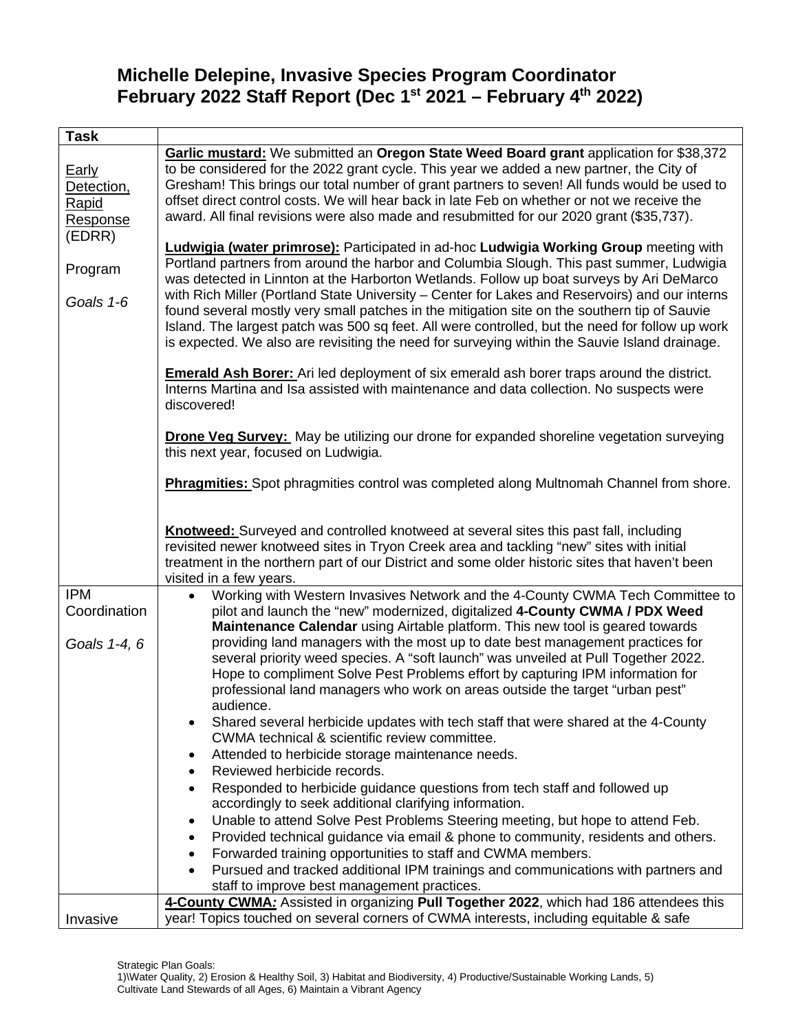# Michelle Delepine, Invasive Species Program Coordinator
# February 2022 Staff Report (Dec 1st 2021 – February 4th 2022)

| Task | |
|---|---|
| Early Detection, Rapid Response (EDRR)<br><br>Program<br><br>*Goals 1-6* | **Garlic mustard:** We submitted an **Oregon State Weed Board grant** application for $38,372 to be considered for the 2022 grant cycle. This year we added a new partner, the City of Gresham! This brings our total number of grant partners to seven! All funds would be used to offset direct control costs. We will hear back in late Feb on whether or not we receive the award. All final revisions were also made and resubmitted for our 2020 grant ($35,737).<br><br>**Ludwigia (water primrose):** Participated in ad-hoc **Ludwigia Working Group** meeting with Portland partners from around the harbor and Columbia Slough. This past summer, Ludwigia was detected in Linnton at the Harborton Wetlands. Follow up boat surveys by Ari DeMarco with Rich Miller (Portland State University – Center for Lakes and Reservoirs) and our interns found several mostly very small patches in the mitigation site on the southern tip of Sauvie Island. The largest patch was 500 sq feet. All were controlled, but the need for follow up work is expected. We also are revisiting the need for surveying within the Sauvie Island drainage.<br><br>**Emerald Ash Borer:** Ari led deployment of six emerald ash borer traps around the district. Interns Martina and Isa assisted with maintenance and data collection. No suspects were discovered!<br><br>**Drone Veg Survey:** May be utilizing our drone for expanded shoreline vegetation surveying this next year, focused on Ludwigia.<br><br>**Phragmities:** Spot phragmities control was completed along Multnomah Channel from shore.<br><br>**Knotweed:** Surveyed and controlled knotweed at several sites this past fall, including revisited newer knotweed sites in Tryon Creek area and tackling "new" sites with initial treatment in the northern part of our District and some older historic sites that haven't been visited in a few years. |
| IPM Coordination<br><br>*Goals 1-4, 6* | • Working with Western Invasives Network and the 4-County CWMA Tech Committee to pilot and launch the "new" modernized, digitalized **4-County CWMA / PDX Weed Maintenance Calendar** using Airtable platform. This new tool is geared towards providing land managers with the most up to date best management practices for several priority weed species. A "soft launch" was unveiled at Pull Together 2022. Hope to compliment Solve Pest Problems effort by capturing IPM information for professional land managers who work on areas outside the target "urban pest" audience.<br>• Shared several herbicide updates with tech staff that were shared at the 4-County CWMA technical & scientific review committee.<br>• Attended to herbicide storage maintenance needs.<br>• Reviewed herbicide records.<br>• Responded to herbicide guidance questions from tech staff and followed up accordingly to seek additional clarifying information.<br>• Unable to attend Solve Pest Problems Steering meeting, but hope to attend Feb.<br>• Provided technical guidance via email & phone to community, residents and others.<br>• Forwarded training opportunities to staff and CWMA members.<br>• Pursued and tracked additional IPM trainings and communications with partners and staff to improve best management practices. |
| Invasive | **4-County CWMA*:*** Assisted in organizing **Pull Together 2022**, which had 186 attendees this year! Topics touched on several corners of CWMA interests, including equitable & safe |

Strategic Plan Goals:
1)\Water Quality, 2) Erosion & Healthy Soil, 3) Habitat and Biodiversity, 4) Productive/Sustainable Working Lands, 5) Cultivate Land Stewards of all Ages, 6) Maintain a Vibrant Agency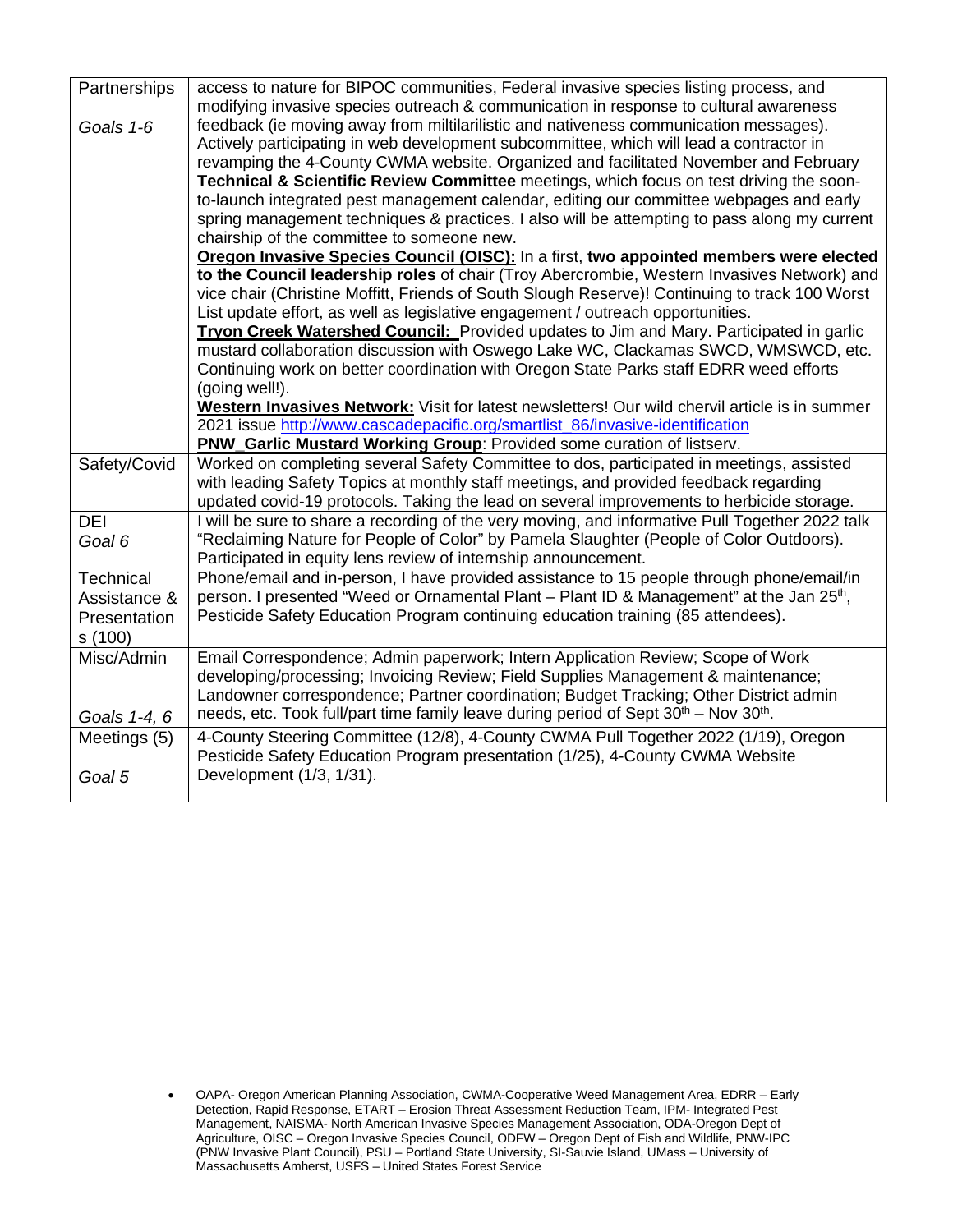| | |
|---|---|
| Partnerships<br><br>*Goals 1-6* | access to nature for BIPOC communities, Federal invasive species listing process, and modifying invasive species outreach & communication in response to cultural awareness feedback (ie moving away from miltilarilistic and nativeness communication messages). Actively participating in web development subcommittee, which will lead a contractor in revamping the 4-County CWMA website. Organized and facilitated November and February **Technical & Scientific Review Committee** meetings, which focus on test driving the soon-to-launch integrated pest management calendar, editing our committee webpages and early spring management techniques & practices. I also will be attempting to pass along my current chairship of the committee to someone new.<br>**Oregon Invasive Species Council (OISC):** In a first, **two appointed members were elected to the Council leadership roles** of chair (Troy Abercrombie, Western Invasives Network) and vice chair (Christine Moffitt, Friends of South Slough Reserve)! Continuing to track 100 Worst List update effort, as well as legislative engagement / outreach opportunities.<br>**Tryon Creek Watershed Council:** Provided updates to Jim and Mary. Participated in garlic mustard collaboration discussion with Oswego Lake WC, Clackamas SWCD, WMSWCD, etc. Continuing work on better coordination with Oregon State Parks staff EDRR weed efforts (going well!).<br>**Western Invasives Network:** Visit for latest newsletters! Our wild chervil article is in summer 2021 issue http://www.cascadepacific.org/smartlist_86/invasive-identification<br>**PNW_Garlic Mustard Working Group**: Provided some curation of listserv. |
| Safety/Covid | Worked on completing several Safety Committee to dos, participated in meetings, assisted with leading Safety Topics at monthly staff meetings, and provided feedback regarding updated covid-19 protocols. Taking the lead on several improvements to herbicide storage. |
| DEI<br>*Goal 6* | I will be sure to share a recording of the very moving, and informative Pull Together 2022 talk "Reclaiming Nature for People of Color" by Pamela Slaughter (People of Color Outdoors). Participated in equity lens review of internship announcement. |
| Technical Assistance & Presentations (100) | Phone/email and in-person, I have provided assistance to 15 people through phone/email/in person. I presented "Weed or Ornamental Plant – Plant ID & Management" at the Jan 25th, Pesticide Safety Education Program continuing education training (85 attendees). |
| Misc/Admin<br><br>*Goals 1-4, 6* | Email Correspondence; Admin paperwork; Intern Application Review; Scope of Work developing/processing; Invoicing Review; Field Supplies Management & maintenance; Landowner correspondence; Partner coordination; Budget Tracking; Other District admin needs, etc. Took full/part time family leave during period of Sept 30th – Nov 30th. |
| Meetings (5)<br><br>*Goal 5* | 4-County Steering Committee (12/8), 4-County CWMA Pull Together 2022 (1/19), Oregon Pesticide Safety Education Program presentation (1/25), 4-County CWMA Website Development (1/3, 1/31). |

- OAPA- Oregon American Planning Association, CWMA-Cooperative Weed Management Area, EDRR – Early Detection, Rapid Response, ETART – Erosion Threat Assessment Reduction Team, IPM- Integrated Pest Management, NAISMA- North American Invasive Species Management Association, ODA-Oregon Dept of Agriculture, OISC – Oregon Invasive Species Council, ODFW – Oregon Dept of Fish and Wildlife, PNW-IPC (PNW Invasive Plant Council), PSU – Portland State University, SI-Sauvie Island, UMass – University of Massachusetts Amherst, USFS – United States Forest Service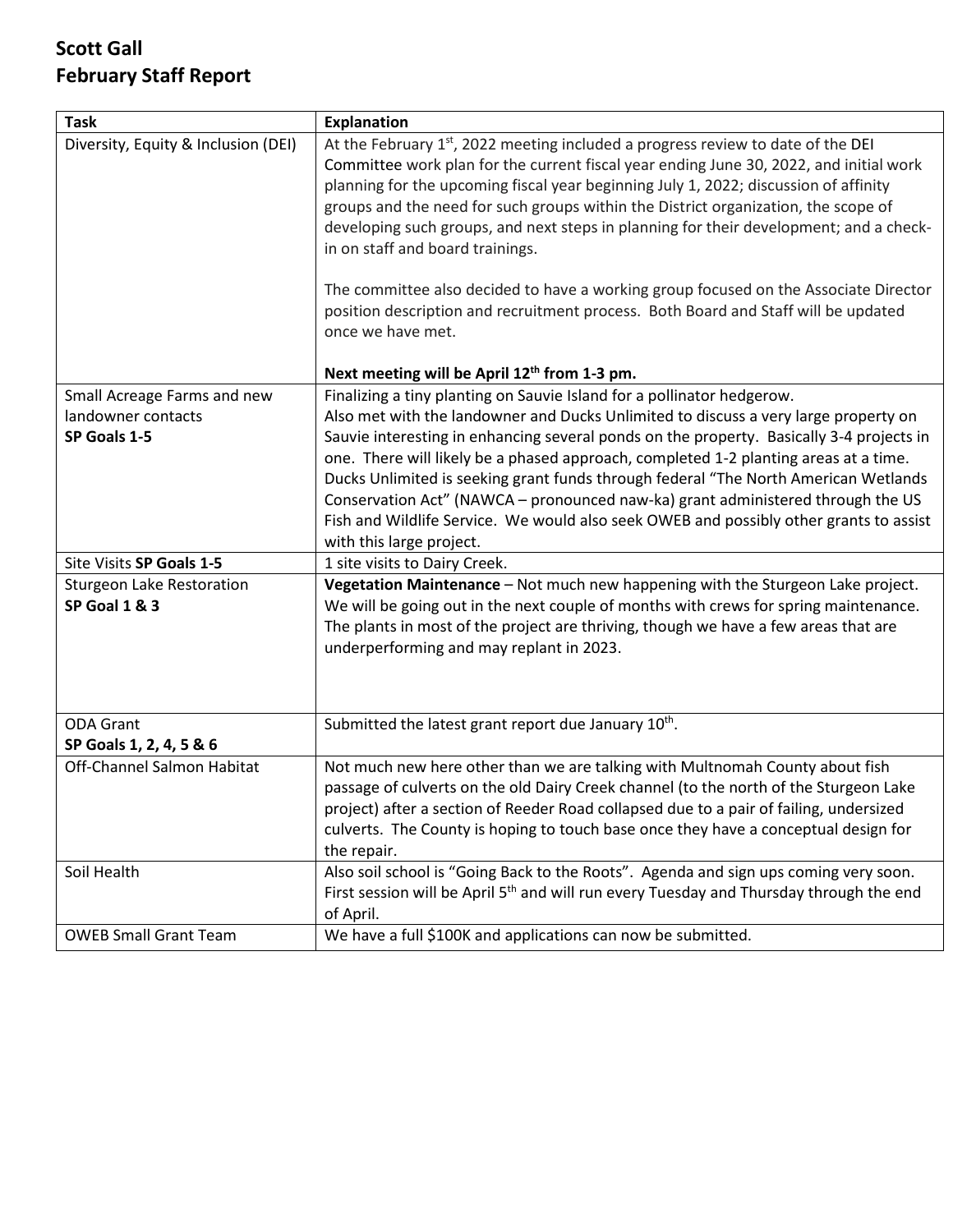## Scott Gall
## February Staff Report

| Task | Explanation |
| --- | --- |
| Diversity, Equity & Inclusion (DEI) | At the February 1st, 2022 meeting included a progress review to date of the DEI Committee work plan for the current fiscal year ending June 30, 2022, and initial work planning for the upcoming fiscal year beginning July 1, 2022; discussion of affinity groups and the need for such groups within the District organization, the scope of developing such groups, and next steps in planning for their development; and a check-in on staff and board trainings.<br><br>The committee also decided to have a working group focused on the Associate Director position description and recruitment process. Both Board and Staff will be updated once we have met.<br><br>**Next meeting will be April 12th from 1-3 pm.** |
| Small Acreage Farms and new landowner contacts **SP Goals 1-5** | Finalizing a tiny planting on Sauvie Island for a pollinator hedgerow.<br>Also met with the landowner and Ducks Unlimited to discuss a very large property on Sauvie interesting in enhancing several ponds on the property. Basically 3-4 projects in one. There will likely be a phased approach, completed 1-2 planting areas at a time. Ducks Unlimited is seeking grant funds through federal "The North American Wetlands Conservation Act" (NAWCA – pronounced naw-ka) grant administered through the US Fish and Wildlife Service. We would also seek OWEB and possibly other grants to assist with this large project. |
| Site Visits **SP Goals 1-5** | 1 site visits to Dairy Creek. |
| Sturgeon Lake Restoration **SP Goal 1 & 3** | **Vegetation Maintenance** – Not much new happening with the Sturgeon Lake project. We will be going out in the next couple of months with crews for spring maintenance. The plants in most of the project are thriving, though we have a few areas that are underperforming and may replant in 2023. |
| ODA Grant **SP Goals 1, 2, 4, 5 & 6** | Submitted the latest grant report due January 10th. |
| Off-Channel Salmon Habitat | Not much new here other than we are talking with Multnomah County about fish passage of culverts on the old Dairy Creek channel (to the north of the Sturgeon Lake project) after a section of Reeder Road collapsed due to a pair of failing, undersized culverts. The County is hoping to touch base once they have a conceptual design for the repair. |
| Soil Health | Also soil school is "Going Back to the Roots". Agenda and sign ups coming very soon. First session will be April 5th and will run every Tuesday and Thursday through the end of April. |
| OWEB Small Grant Team | We have a full $100K and applications can now be submitted. |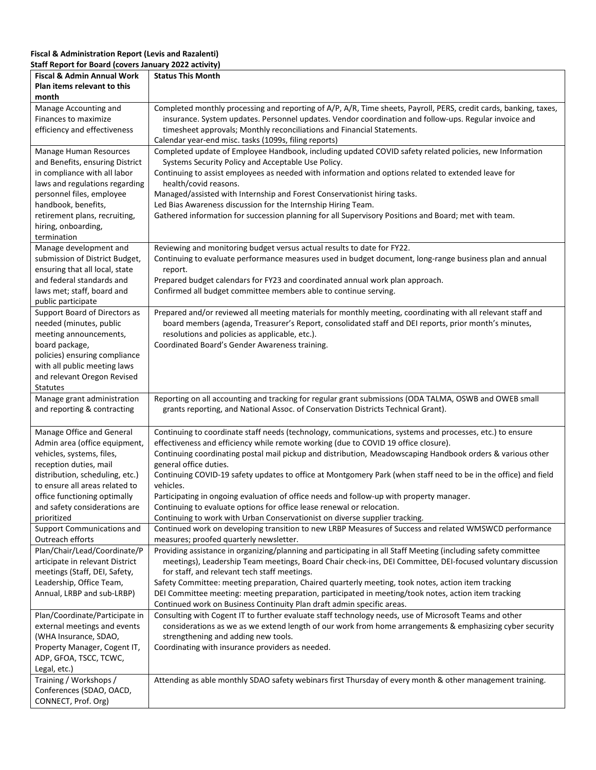**Fiscal & Administration Report (Levis and Razalenti)**
**Staff Report for Board (covers January 2022 activity)**

| Fiscal & Admin Annual Work Plan items relevant to this month | Status This Month |
|---|---|
| Manage Accounting and Finances to maximize efficiency and effectiveness | Completed monthly processing and reporting of A/P, A/R, Time sheets, Payroll, PERS, credit cards, banking, taxes, insurance. System updates. Personnel updates. Vendor coordination and follow-ups. Regular invoice and timesheet approvals; Monthly reconciliations and Financial Statements.<br>Calendar year-end misc. tasks (1099s, filing reports) |
| Manage Human Resources and Benefits, ensuring District in compliance with all labor laws and regulations regarding personnel files, employee handbook, benefits, retirement plans, recruiting, hiring, onboarding, termination | Completed update of Employee Handbook, including updated COVID safety related policies, new Information Systems Security Policy and Acceptable Use Policy.<br>Continuing to assist employees as needed with information and options related to extended leave for health/covid reasons.<br>Managed/assisted with Internship and Forest Conservationist hiring tasks.<br>Led Bias Awareness discussion for the Internship Hiring Team.<br>Gathered information for succession planning for all Supervisory Positions and Board; met with team. |
| Manage development and submission of District Budget, ensuring that all local, state and federal standards and laws met; staff, board and public participate | Reviewing and monitoring budget versus actual results to date for FY22.<br>Continuing to evaluate performance measures used in budget document, long-range business plan and annual report.<br>Prepared budget calendars for FY23 and coordinated annual work plan approach.<br>Confirmed all budget committee members able to continue serving. |
| Support Board of Directors as needed (minutes, public meeting announcements, board package, policies) ensuring compliance with all public meeting laws and relevant Oregon Revised Statutes | Prepared and/or reviewed all meeting materials for monthly meeting, coordinating with all relevant staff and board members (agenda, Treasurer's Report, consolidated staff and DEI reports, prior month's minutes, resolutions and policies as applicable, etc.).<br>Coordinated Board's Gender Awareness training. |
| Manage grant administration and reporting & contracting | Reporting on all accounting and tracking for regular grant submissions (ODA TALMA, OSWB and OWEB small grants reporting, and National Assoc. of Conservation Districts Technical Grant). |
| Manage Office and General Admin area (office equipment, vehicles, systems, files, reception duties, mail distribution, scheduling, etc.) to ensure all areas related to office functioning optimally and safety considerations are prioritized | Continuing to coordinate staff needs (technology, communications, systems and processes, etc.) to ensure effectiveness and efficiency while remote working (due to COVID 19 office closure).<br>Continuing coordinating postal mail pickup and distribution, Meadowscaping Handbook orders & various other general office duties.<br>Continuing COVID-19 safety updates to office at Montgomery Park (when staff need to be in the office) and field vehicles.<br>Participating in ongoing evaluation of office needs and follow-up with property manager.<br>Continuing to evaluate options for office lease renewal or relocation.<br>Continuing to work with Urban Conservationist on diverse supplier tracking. |
| Support Communications and Outreach efforts | Continued work on developing transition to new LRBP Measures of Success and related WMSWCD performance measures; proofed quarterly newsletter. |
| Plan/Chair/Lead/Coordinate/Participate in relevant District meetings (Staff, DEI, Safety, Leadership, Office Team, Annual, LRBP and sub-LRBP) | Providing assistance in organizing/planning and participating in all Staff Meeting (including safety committee meetings), Leadership Team meetings, Board Chair check-ins, DEI Committee, DEI-focused voluntary discussion for staff, and relevant tech staff meetings.<br>Safety Committee: meeting preparation, Chaired quarterly meeting, took notes, action item tracking<br>DEI Committee meeting: meeting preparation, participated in meeting/took notes, action item tracking<br>Continued work on Business Continuity Plan draft admin specific areas. |
| Plan/Coordinate/Participate in external meetings and events (WHA Insurance, SDAO, Property Manager, Cogent IT, ADP, GFOA, TSCC, TCWC, Legal, etc.) | Consulting with Cogent IT to further evaluate staff technology needs, use of Microsoft Teams and other considerations as we as we extend length of our work from home arrangements & emphasizing cyber security strengthening and adding new tools.<br>Coordinating with insurance providers as needed. |
| Training / Workshops / Conferences (SDAO, OACD, CONNECT, Prof. Org) | Attending as able monthly SDAO safety webinars first Thursday of every month & other management training. |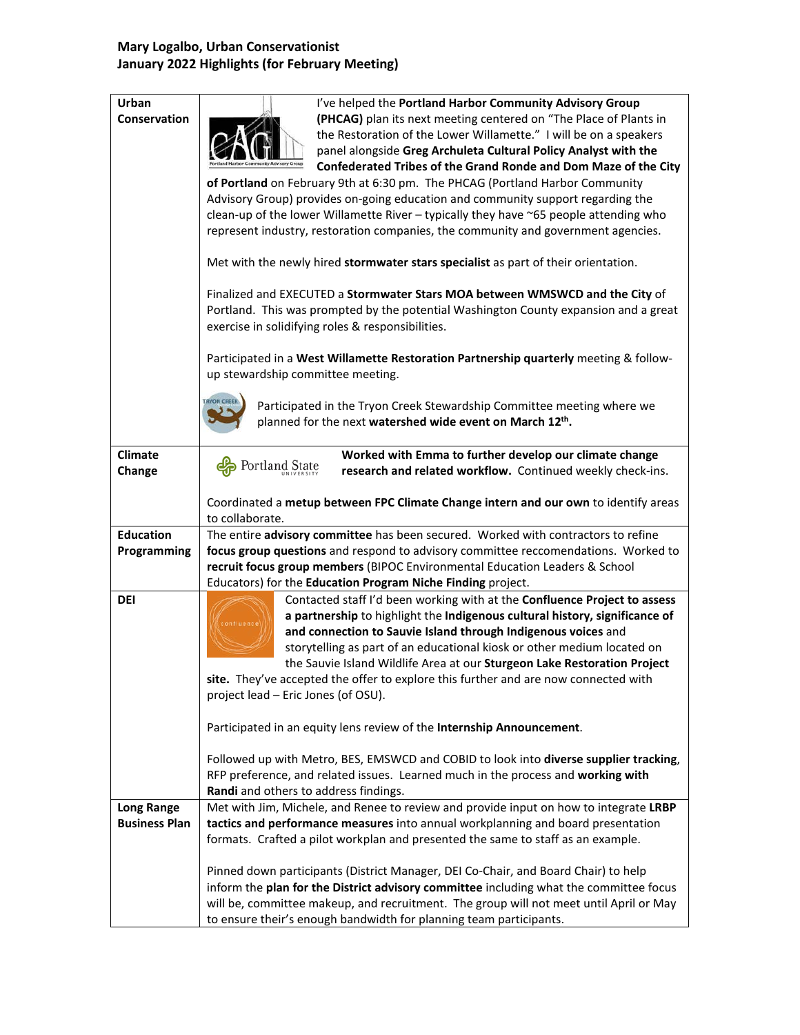**Mary Logalbo, Urban Conservationist**
**January 2022 Highlights (for February Meeting)**

| | |
|---|---|
| **Urban Conservation** | I've helped the **Portland Harbor Community Advisory Group (PHCAG)** plan its next meeting centered on "The Place of Plants in the Restoration of the Lower Willamette." I will be on a speakers panel alongside **Greg Archuleta Cultural Policy Analyst with the Confederated Tribes of the Grand Ronde and Dom Maze of the City of Portland** on February 9th at 6:30 pm. The PHCAG (Portland Harbor Community Advisory Group) provides on-going education and community support regarding the clean-up of the lower Willamette River – typically they have ~65 people attending who represent industry, restoration companies, the community and government agencies.<br><br>Met with the newly hired **stormwater stars specialist** as part of their orientation.<br><br>Finalized and EXECUTED a **Stormwater Stars MOA between WMSWCD and the City** of Portland. This was prompted by the potential Washington County expansion and a great exercise in solidifying roles & responsibilities.<br><br>Participated in a **West Willamette Restoration Partnership quarterly** meeting & follow-up stewardship committee meeting.<br><br>Participated in the Tryon Creek Stewardship Committee meeting where we planned for the next **watershed wide event on March 12th.** |
| **Climate Change** | **Worked with Emma to further develop our climate change research and related workflow.** Continued weekly check-ins.<br><br>Coordinated a **metup between FPC Climate Change intern and our own** to identify areas to collaborate. |
| **Education Programming** | The entire **advisory committee** has been secured. Worked with contractors to refine **focus group questions** and respond to advisory committee reccomendations. Worked to **recruit focus group members** (BIPOC Environmental Education Leaders & School Educators) for the **Education Program Niche Finding** project. |
| **DEI** | Contacted staff I'd been working with at the **Confluence Project to assess a partnership** to highlight the **Indigenous cultural history, significance of and connection to Sauvie Island through Indigenous voices** and storytelling as part of an educational kiosk or other medium located on the Sauvie Island Wildlife Area at our **Sturgeon Lake Restoration Project site.** They've accepted the offer to explore this further and are now connected with project lead – Eric Jones (of OSU).<br><br>Participated in an equity lens review of the **Internship Announcement**.<br><br>Followed up with Metro, BES, EMSWCD and COBID to look into **diverse supplier tracking**, RFP preference, and related issues. Learned much in the process and **working with Randi** and others to address findings. |
| **Long Range Business Plan** | Met with Jim, Michele, and Renee to review and provide input on how to integrate **LRBP tactics and performance measures** into annual workplanning and board presentation formats. Crafted a pilot workplan and presented the same to staff as an example.<br><br>Pinned down participants (District Manager, DEI Co-Chair, and Board Chair) to help inform the **plan for the District advisory committee** including what the committee focus will be, committee makeup, and recruitment. The group will not meet until April or May to ensure their's enough bandwidth for planning team participants. |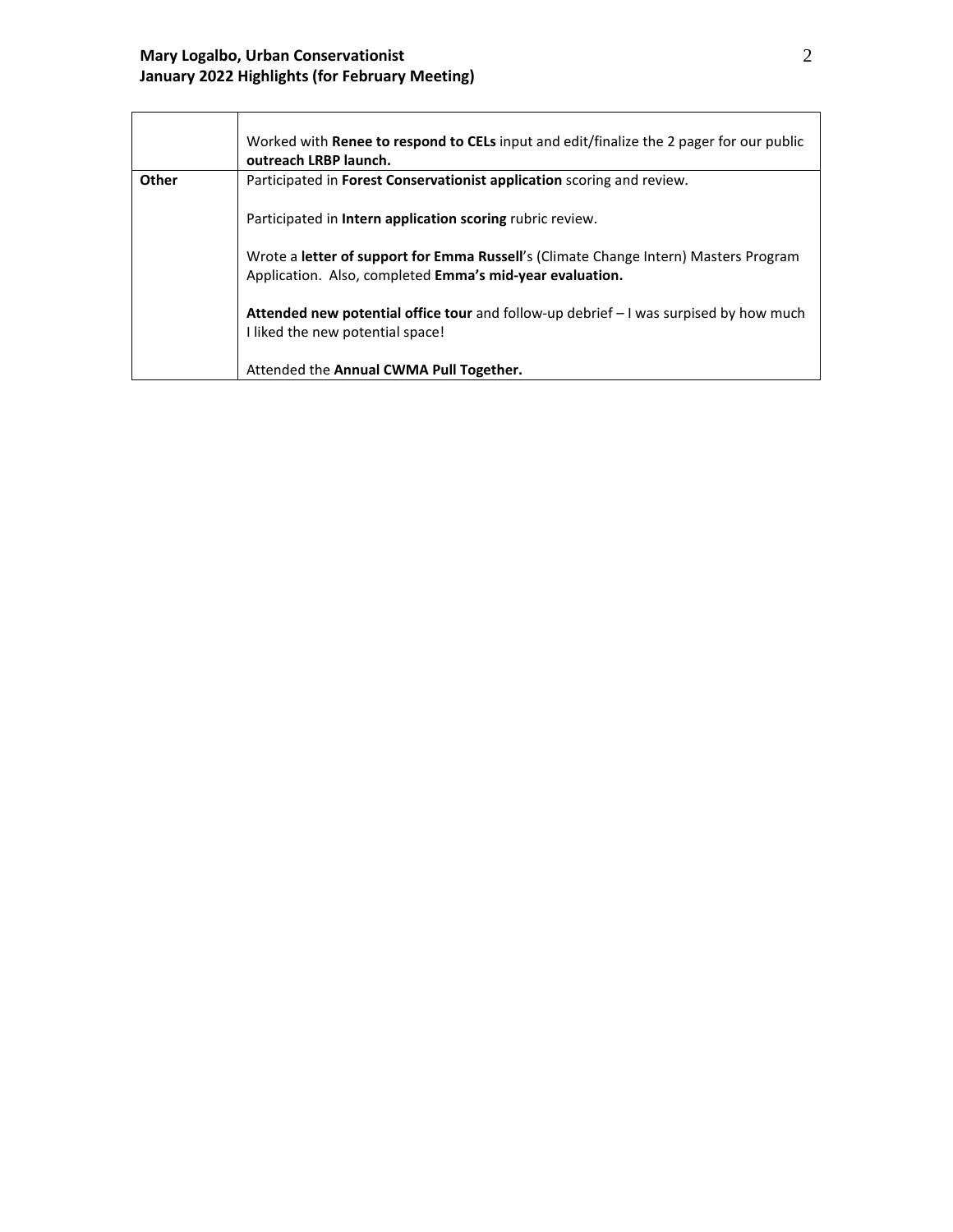| | |
|---|---|
| | Worked with **Renee to respond to CELs** input and edit/finalize the 2 pager for our public **outreach LRBP launch.** |
| **Other** | Participated in **Forest Conservationist application** scoring and review.<br><br>Participated in **Intern application scoring** rubric review.<br><br>Wrote a **letter of support for Emma Russell**'s (Climate Change Intern) Masters Program Application. Also, completed **Emma's mid-year evaluation.**<br><br>**Attended new potential office tour** and follow-up debrief – I was surpised by how much I liked the new potential space!<br><br>Attended the **Annual CWMA Pull Together.** |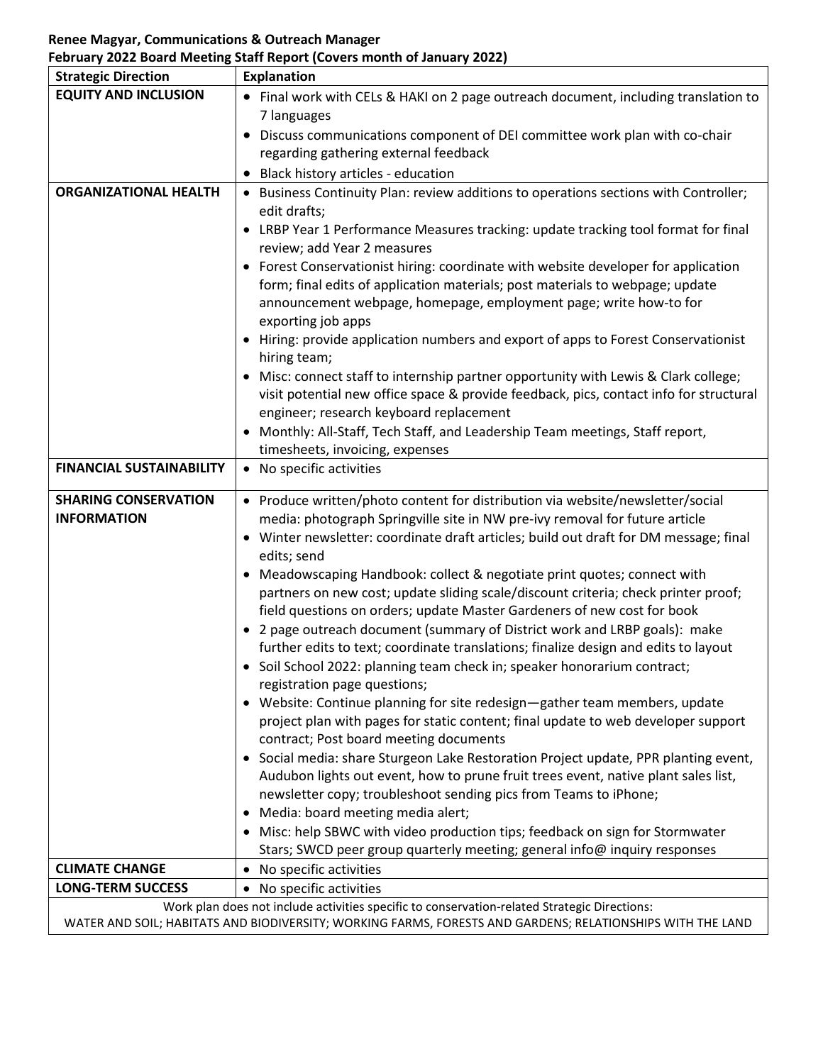**Renee Magyar, Communications & Outreach Manager**
**February 2022 Board Meeting Staff Report (Covers month of January 2022)**

| Strategic Direction | Explanation |
|---|---|
| **EQUITY AND INCLUSION** | • Final work with CELs & HAKI on 2 page outreach document, including translation to 7 languages<br>• Discuss communications component of DEI committee work plan with co-chair regarding gathering external feedback<br>• Black history articles - education |
| **ORGANIZATIONAL HEALTH** | • Business Continuity Plan: review additions to operations sections with Controller; edit drafts;<br>• LRBP Year 1 Performance Measures tracking: update tracking tool format for final review; add Year 2 measures<br>• Forest Conservationist hiring: coordinate with website developer for application form; final edits of application materials; post materials to webpage; update announcement webpage, homepage, employment page; write how-to for exporting job apps<br>• Hiring: provide application numbers and export of apps to Forest Conservationist hiring team;<br>• Misc: connect staff to internship partner opportunity with Lewis & Clark college; visit potential new office space & provide feedback, pics, contact info for structural engineer; research keyboard replacement<br>• Monthly: All-Staff, Tech Staff, and Leadership Team meetings, Staff report, timesheets, invoicing, expenses |
| **FINANCIAL SUSTAINABILITY** | • No specific activities |
| **SHARING CONSERVATION INFORMATION** | • Produce written/photo content for distribution via website/newsletter/social media: photograph Springville site in NW pre-ivy removal for future article<br>• Winter newsletter: coordinate draft articles; build out draft for DM message; final edits; send<br>• Meadowscaping Handbook: collect & negotiate print quotes; connect with partners on new cost; update sliding scale/discount criteria; check printer proof; field questions on orders; update Master Gardeners of new cost for book<br>• 2 page outreach document (summary of District work and LRBP goals): make further edits to text; coordinate translations; finalize design and edits to layout<br>• Soil School 2022: planning team check in; speaker honorarium contract; registration page questions;<br>• Website: Continue planning for site redesign—gather team members, update project plan with pages for static content; final update to web developer support contract; Post board meeting documents<br>• Social media: share Sturgeon Lake Restoration Project update, PPR planting event, Audubon lights out event, how to prune fruit trees event, native plant sales list, newsletter copy; troubleshoot sending pics from Teams to iPhone;<br>• Media: board meeting media alert;<br>• Misc: help SBWC with video production tips; feedback on sign for Stormwater Stars; SWCD peer group quarterly meeting; general info@ inquiry responses |
| **CLIMATE CHANGE** | • No specific activities |
| **LONG-TERM SUCCESS** | • No specific activities |
| Work plan does not include activities specific to conservation-related Strategic Directions: WATER AND SOIL; HABITATS AND BIODIVERSITY; WORKING FARMS, FORESTS AND GARDENS; RELATIONSHIPS WITH THE LAND | |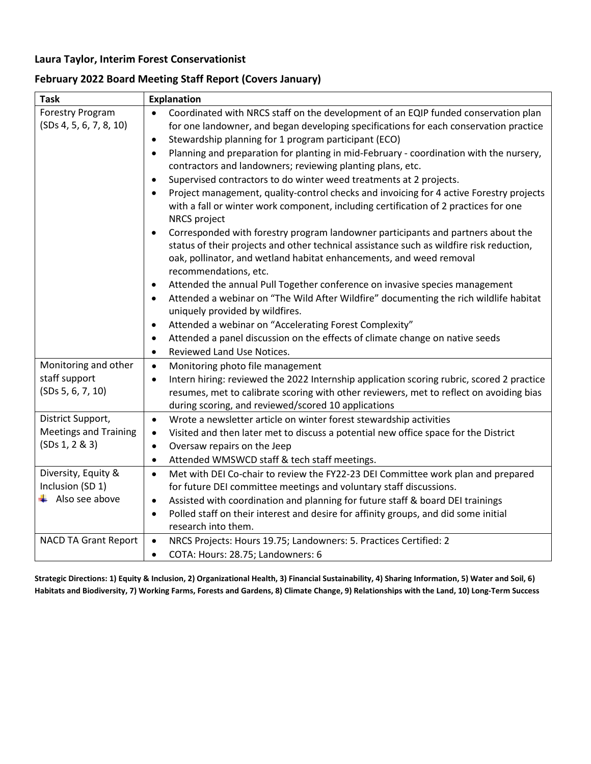**Laura Taylor, Interim Forest Conservationist**

**February 2022 Board Meeting Staff Report (Covers January)**

| Task | Explanation |
|---|---|
| Forestry Program (SDs 4, 5, 6, 7, 8, 10) | • Coordinated with NRCS staff on the development of an EQIP funded conservation plan for one landowner, and began developing specifications for each conservation practice<br>• Stewardship planning for 1 program participant (ECO)<br>• Planning and preparation for planting in mid-February - coordination with the nursery, contractors and landowners; reviewing planting plans, etc.<br>• Supervised contractors to do winter weed treatments at 2 projects.<br>• Project management, quality-control checks and invoicing for 4 active Forestry projects with a fall or winter work component, including certification of 2 practices for one NRCS project<br>• Corresponded with forestry program landowner participants and partners about the status of their projects and other technical assistance such as wildfire risk reduction, oak, pollinator, and wetland habitat enhancements, and weed removal recommendations, etc.<br>• Attended the annual Pull Together conference on invasive species management<br>• Attended a webinar on "The Wild After Wildfire" documenting the rich wildlife habitat uniquely provided by wildfires.<br>• Attended a webinar on "Accelerating Forest Complexity"<br>• Attended a panel discussion on the effects of climate change on native seeds<br>• Reviewed Land Use Notices. |
| Monitoring and other staff support (SDs 5, 6, 7, 10) | • Monitoring photo file management<br>• Intern hiring: reviewed the 2022 Internship application scoring rubric, scored 2 practice resumes, met to calibrate scoring with other reviewers, met to reflect on avoiding bias during scoring, and reviewed/scored 10 applications |
| District Support, Meetings and Training (SDs 1, 2 & 3) | • Wrote a newsletter article on winter forest stewardship activities<br>• Visited and then later met to discuss a potential new office space for the District<br>• Oversaw repairs on the Jeep<br>• Attended WMSWCD staff & tech staff meetings. |
| Diversity, Equity & Inclusion (SD 1)<br>Also see above | • Met with DEI Co-chair to review the FY22-23 DEI Committee work plan and prepared for future DEI committee meetings and voluntary staff discussions.<br>• Assisted with coordination and planning for future staff & board DEI trainings<br>• Polled staff on their interest and desire for affinity groups, and did some initial research into them. |
| NACD TA Grant Report | • NRCS Projects: Hours 19.75; Landowners: 5. Practices Certified: 2<br>• COTA: Hours: 28.75; Landowners: 6 |

**Strategic Directions: 1) Equity & Inclusion, 2) Organizational Health, 3) Financial Sustainability, 4) Sharing Information, 5) Water and Soil, 6) Habitats and Biodiversity, 7) Working Farms, Forests and Gardens, 8) Climate Change, 9) Relationships with the Land, 10) Long-Term Success**